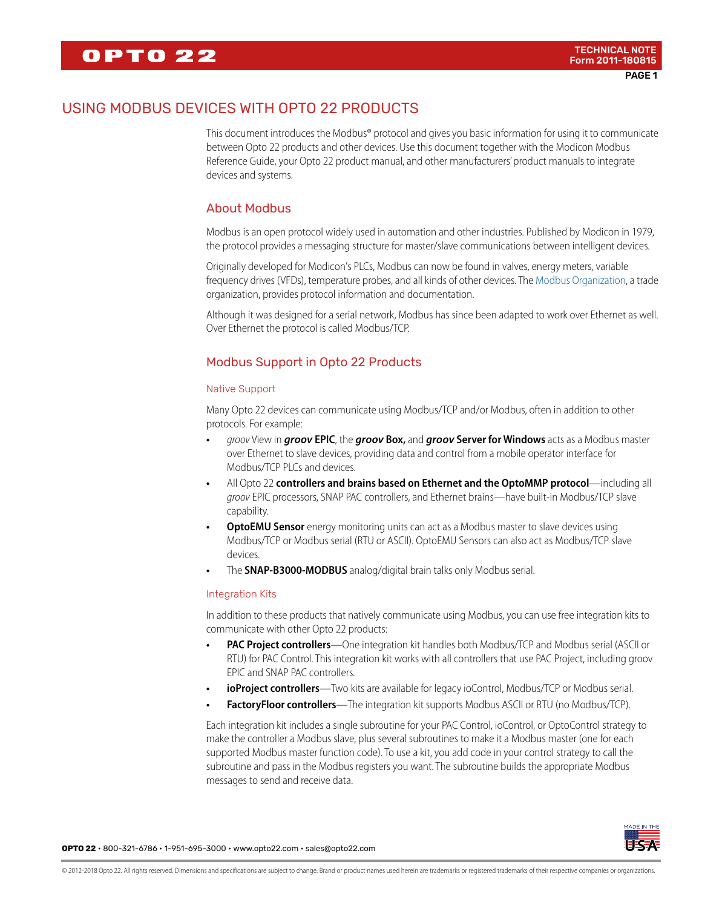# USING MODBUS DEVICES WITH OPTO 22 PRODUCTS

This document introduces the Modbus® protocol and gives you basic information for using it to communicate between Opto 22 products and other devices. Use this document together with the Modicon Modbus Reference Guide, your Opto 22 product manual, and other manufacturers' product manuals to integrate devices and systems.

## About Modbus

Modbus is an open protocol widely used in automation and other industries. Published by Modicon in 1979, the protocol provides a messaging structure for master/slave communications between intelligent devices.

Originally developed for Modicon's PLCs, Modbus can now be found in valves, energy meters, variable frequency drives (VFDs), temperature probes, and all kinds of other devices. The Modbus Organization, a trade organization, provides protocol information and documentation.

Although it was designed for a serial network, Modbus has since been adapted to work over Ethernet as well. Over Ethernet the protocol is called Modbus/TCP.

## Modbus Support in Opto 22 Products

### Native Support

Many Opto 22 devices can communicate using Modbus/TCP and/or Modbus, often in addition to other protocols. For example:

- *groov* View in ***groov* EPIC**, the ***groov* Box,** and ***groov* Server for Windows** acts as a Modbus master over Ethernet to slave devices, providing data and control from a mobile operator interface for Modbus/TCP PLCs and devices.
- All Opto 22 **controllers and brains based on Ethernet and the OptoMMP protocol**—including all *groov* EPIC processors, SNAP PAC controllers, and Ethernet brains—have built-in Modbus/TCP slave capability.
- **OptoEMU Sensor** energy monitoring units can act as a Modbus master to slave devices using Modbus/TCP or Modbus serial (RTU or ASCII). OptoEMU Sensors can also act as Modbus/TCP slave devices.
- The **SNAP-B3000-MODBUS** analog/digital brain talks only Modbus serial.

### Integration Kits

In addition to these products that natively communicate using Modbus, you can use free integration kits to communicate with other Opto 22 products:

- **PAC Project controllers**—One integration kit handles both Modbus/TCP and Modbus serial (ASCII or RTU) for PAC Control. This integration kit works with all controllers that use PAC Project, including groov EPIC and SNAP PAC controllers.
- **ioProject controllers**—Two kits are available for legacy ioControl, Modbus/TCP or Modbus serial.
- **FactoryFloor controllers**—The integration kit supports Modbus ASCII or RTU (no Modbus/TCP).

Each integration kit includes a single subroutine for your PAC Control, ioControl, or OptoControl strategy to make the controller a Modbus slave, plus several subroutines to make it a Modbus master (one for each supported Modbus master function code). To use a kit, you add code in your control strategy to call the subroutine and pass in the Modbus registers you want. The subroutine builds the appropriate Modbus messages to send and receive data.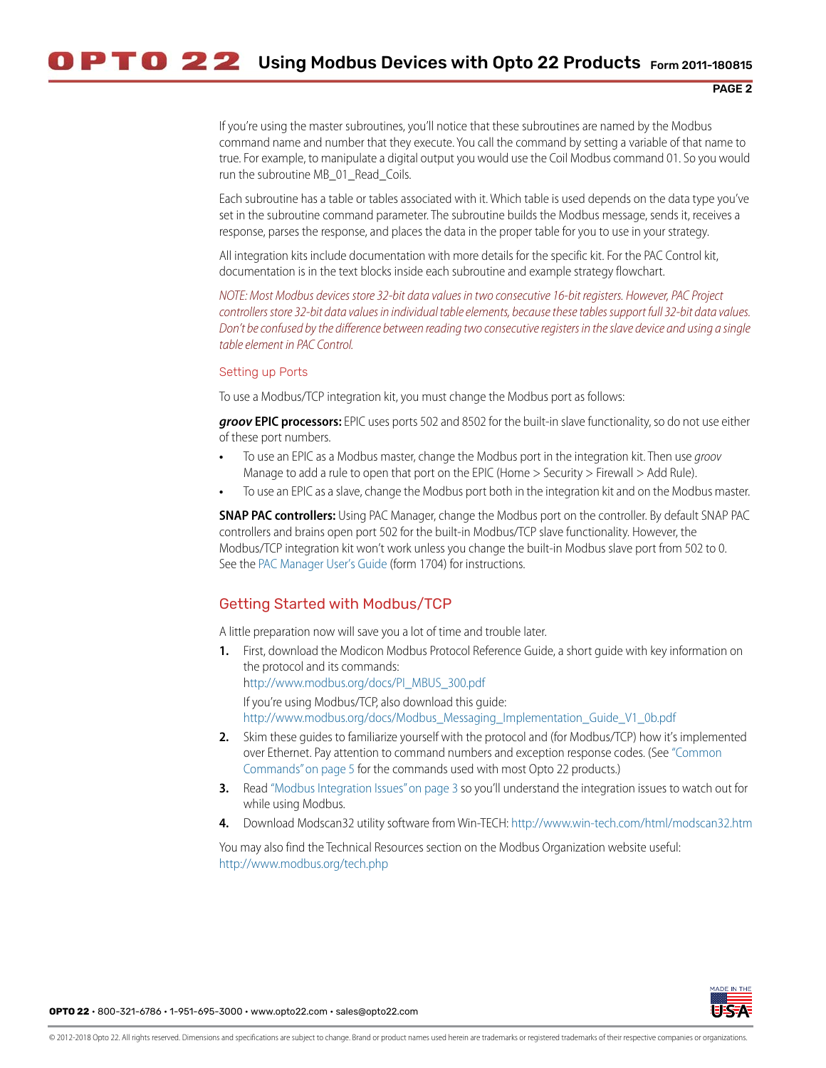If you're using the master subroutines, you'll notice that these subroutines are named by the Modbus command name and number that they execute. You call the command by setting a variable of that name to true. For example, to manipulate a digital output you would use the Coil Modbus command 01. So you would run the subroutine MB_01_Read_Coils.

Each subroutine has a table or tables associated with it. Which table is used depends on the data type you've set in the subroutine command parameter. The subroutine builds the Modbus message, sends it, receives a response, parses the response, and places the data in the proper table for you to use in your strategy.

All integration kits include documentation with more details for the specific kit. For the PAC Control kit, documentation is in the text blocks inside each subroutine and example strategy flowchart.

*NOTE: Most Modbus devices store 32-bit data values in two consecutive 16-bit registers. However, PAC Project controllers store 32-bit data values in individual table elements, because these tables support full 32-bit data values. Don't be confused by the difference between reading two consecutive registers in the slave device and using a single table element in PAC Control.*

### Setting up Ports

To use a Modbus/TCP integration kit, you must change the Modbus port as follows:

***groov* EPIC processors:** EPIC uses ports 502 and 8502 for the built-in slave functionality, so do not use either of these port numbers.

- To use an EPIC as a Modbus master, change the Modbus port in the integration kit. Then use *groov* Manage to add a rule to open that port on the EPIC (Home > Security > Firewall > Add Rule).
- To use an EPIC as a slave, change the Modbus port both in the integration kit and on the Modbus master.

**SNAP PAC controllers:** Using PAC Manager, change the Modbus port on the controller. By default SNAP PAC controllers and brains open port 502 for the built-in Modbus/TCP slave functionality. However, the Modbus/TCP integration kit won't work unless you change the built-in Modbus slave port from 502 to 0. See the PAC Manager User's Guide (form 1704) for instructions.

## Getting Started with Modbus/TCP

A little preparation now will save you a lot of time and trouble later.

1. First, download the Modicon Modbus Protocol Reference Guide, a short guide with key information on the protocol and its commands:
   http://www.modbus.org/docs/PI_MBUS_300.pdf

   If you're using Modbus/TCP, also download this guide:
   http://www.modbus.org/docs/Modbus_Messaging_Implementation_Guide_V1_0b.pdf
2. Skim these guides to familiarize yourself with the protocol and (for Modbus/TCP) how it's implemented over Ethernet. Pay attention to command numbers and exception response codes. (See "Common Commands" on page 5 for the commands used with most Opto 22 products.)
3. Read "Modbus Integration Issues" on page 3 so you'll understand the integration issues to watch out for while using Modbus.
4. Download Modscan32 utility software from Win-TECH: http://www.win-tech.com/html/modscan32.htm

You may also find the Technical Resources section on the Modbus Organization website useful: http://www.modbus.org/tech.php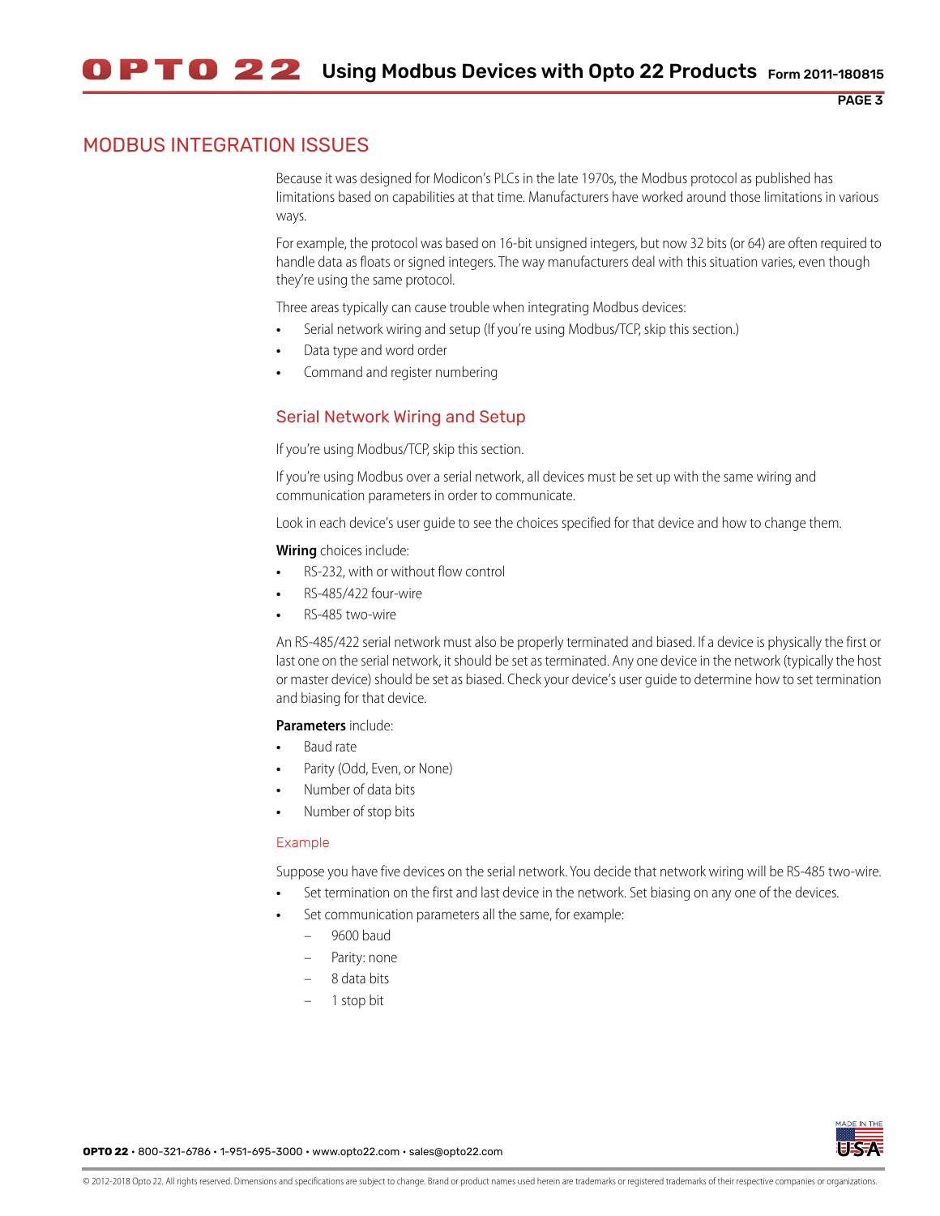## MODBUS INTEGRATION ISSUES

Because it was designed for Modicon's PLCs in the late 1970s, the Modbus protocol as published has limitations based on capabilities at that time. Manufacturers have worked around those limitations in various ways.

For example, the protocol was based on 16-bit unsigned integers, but now 32 bits (or 64) are often required to handle data as floats or signed integers. The way manufacturers deal with this situation varies, even though they're using the same protocol.

Three areas typically can cause trouble when integrating Modbus devices:

- Serial network wiring and setup (If you're using Modbus/TCP, skip this section.)
- Data type and word order
- Command and register numbering

### Serial Network Wiring and Setup

If you're using Modbus/TCP, skip this section.

If you're using Modbus over a serial network, all devices must be set up with the same wiring and communication parameters in order to communicate.

Look in each device's user guide to see the choices specified for that device and how to change them.

**Wiring** choices include:

- RS-232, with or without flow control
- RS-485/422 four-wire
- RS-485 two-wire

An RS-485/422 serial network must also be properly terminated and biased. If a device is physically the first or last one on the serial network, it should be set as terminated. Any one device in the network (typically the host or master device) should be set as biased. Check your device's user guide to determine how to set termination and biasing for that device.

**Parameters** include:

- Baud rate
- Parity (Odd, Even, or None)
- Number of data bits
- Number of stop bits

#### Example

Suppose you have five devices on the serial network. You decide that network wiring will be RS-485 two-wire.

- Set termination on the first and last device in the network. Set biasing on any one of the devices.
- Set communication parameters all the same, for example:
  - 9600 baud
  - Parity: none
  - 8 data bits
  - 1 stop bit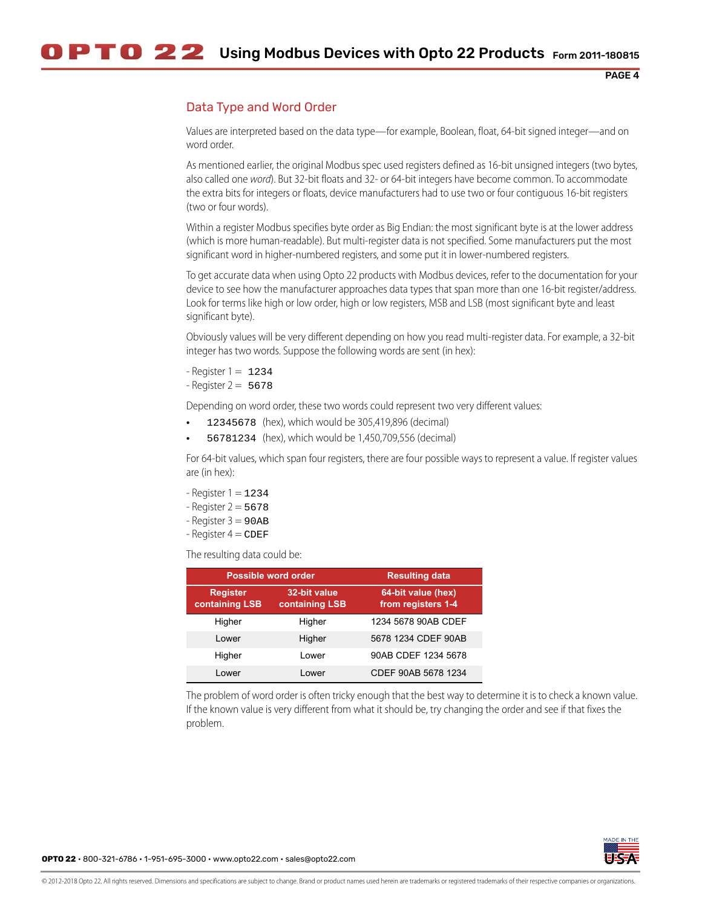## Data Type and Word Order

Values are interpreted based on the data type—for example, Boolean, float, 64-bit signed integer—and on word order.

As mentioned earlier, the original Modbus spec used registers defined as 16-bit unsigned integers (two bytes, also called one *word*). But 32-bit floats and 32- or 64-bit integers have become common. To accommodate the extra bits for integers or floats, device manufacturers had to use two or four contiguous 16-bit registers (two or four words).

Within a register Modbus specifies byte order as Big Endian: the most significant byte is at the lower address (which is more human-readable). But multi-register data is not specified. Some manufacturers put the most significant word in higher-numbered registers, and some put it in lower-numbered registers.

To get accurate data when using Opto 22 products with Modbus devices, refer to the documentation for your device to see how the manufacturer approaches data types that span more than one 16-bit register/address. Look for terms like high or low order, high or low registers, MSB and LSB (most significant byte and least significant byte).

Obviously values will be very different depending on how you read multi-register data. For example, a 32-bit integer has two words. Suppose the following words are sent (in hex):

- Register 1 = `1234`
- Register 2 = `5678`

Depending on word order, these two words could represent two very different values:

- `12345678` (hex), which would be 305,419,896 (decimal)
- `56781234` (hex), which would be 1,450,709,556 (decimal)

For 64-bit values, which span four registers, there are four possible ways to represent a value. If register values are (in hex):

- Register 1 = `1234`
- Register 2 = `5678`
- Register 3 = `90AB`
- Register 4 = `CDEF`

The resulting data could be:

| Possible word order | | Resulting data |
|---|---|---|
| Register containing LSB | 32-bit value containing LSB | 64-bit value (hex) from registers 1-4 |
| Higher | Higher | 1234 5678 90AB CDEF |
| Lower | Higher | 5678 1234 CDEF 90AB |
| Higher | Lower | 90AB CDEF 1234 5678 |
| Lower | Lower | CDEF 90AB 5678 1234 |

The problem of word order is often tricky enough that the best way to determine it is to check a known value. If the known value is very different from what it should be, try changing the order and see if that fixes the problem.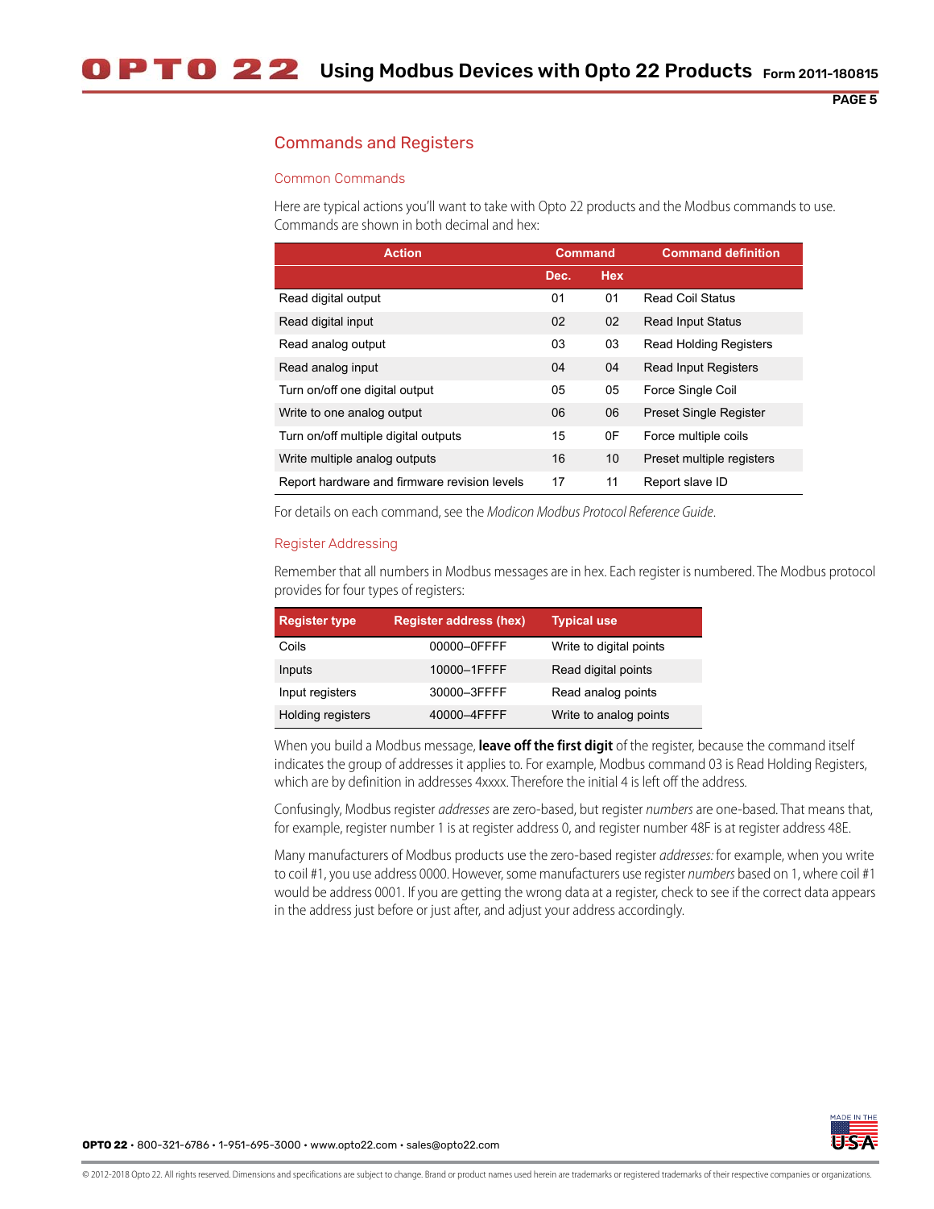## Commands and Registers

### Common Commands

Here are typical actions you'll want to take with Opto 22 products and the Modbus commands to use. Commands are shown in both decimal and hex:

| Action | Command | | Command definition |
|---|---|---|---|
| | Dec. | Hex | |
| Read digital output | 01 | 01 | Read Coil Status |
| Read digital input | 02 | 02 | Read Input Status |
| Read analog output | 03 | 03 | Read Holding Registers |
| Read analog input | 04 | 04 | Read Input Registers |
| Turn on/off one digital output | 05 | 05 | Force Single Coil |
| Write to one analog output | 06 | 06 | Preset Single Register |
| Turn on/off multiple digital outputs | 15 | 0F | Force multiple coils |
| Write multiple analog outputs | 16 | 10 | Preset multiple registers |
| Report hardware and firmware revision levels | 17 | 11 | Report slave ID |

For details on each command, see the *Modicon Modbus Protocol Reference Guide*.

### Register Addressing

Remember that all numbers in Modbus messages are in hex. Each register is numbered. The Modbus protocol provides for four types of registers:

| Register type | Register address (hex) | Typical use |
|---|---|---|
| Coils | 00000–0FFFF | Write to digital points |
| Inputs | 10000–1FFFF | Read digital points |
| Input registers | 30000–3FFFF | Read analog points |
| Holding registers | 40000–4FFFF | Write to analog points |

When you build a Modbus message, **leave off the first digit** of the register, because the command itself indicates the group of addresses it applies to. For example, Modbus command 03 is Read Holding Registers, which are by definition in addresses 4xxxx. Therefore the initial 4 is left off the address.

Confusingly, Modbus register *addresses* are zero-based, but register *numbers* are one-based. That means that, for example, register number 1 is at register address 0, and register number 48F is at register address 48E.

Many manufacturers of Modbus products use the zero-based register *addresses:* for example, when you write to coil #1, you use address 0000. However, some manufacturers use register *numbers* based on 1, where coil #1 would be address 0001. If you are getting the wrong data at a register, check to see if the correct data appears in the address just before or just after, and adjust your address accordingly.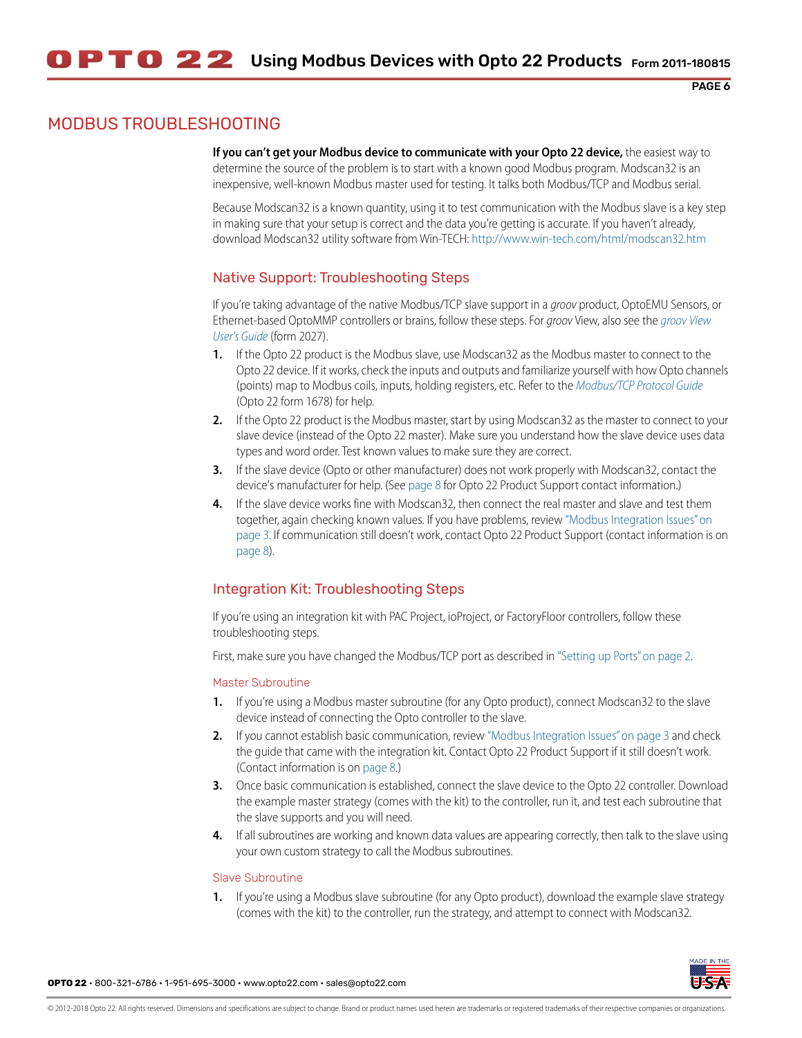# MODBUS TROUBLESHOOTING

**If you can't get your Modbus device to communicate with your Opto 22 device,** the easiest way to determine the source of the problem is to start with a known good Modbus program. Modscan32 is an inexpensive, well-known Modbus master used for testing. It talks both Modbus/TCP and Modbus serial.

Because Modscan32 is a known quantity, using it to test communication with the Modbus slave is a key step in making sure that your setup is correct and the data you're getting is accurate. If you haven't already, download Modscan32 utility software from Win-TECH: http://www.win-tech.com/html/modscan32.htm

## Native Support: Troubleshooting Steps

If you're taking advantage of the native Modbus/TCP slave support in a *groov* product, OptoEMU Sensors, or Ethernet-based OptoMMP controllers or brains, follow these steps. For *groov* View, also see the *groov View User's Guide* (form 2027).

1. If the Opto 22 product is the Modbus slave, use Modscan32 as the Modbus master to connect to the Opto 22 device. If it works, check the inputs and outputs and familiarize yourself with how Opto channels (points) map to Modbus coils, inputs, holding registers, etc. Refer to the *Modbus/TCP Protocol Guide* (Opto 22 form 1678) for help.
2. If the Opto 22 product is the Modbus master, start by using Modscan32 as the master to connect to your slave device (instead of the Opto 22 master). Make sure you understand how the slave device uses data types and word order. Test known values to make sure they are correct.
3. If the slave device (Opto or other manufacturer) does not work properly with Modscan32, contact the device's manufacturer for help. (See page 8 for Opto 22 Product Support contact information.)
4. If the slave device works fine with Modscan32, then connect the real master and slave and test them together, again checking known values. If you have problems, review "Modbus Integration Issues" on page 3. If communication still doesn't work, contact Opto 22 Product Support (contact information is on page 8).

## Integration Kit: Troubleshooting Steps

If you're using an integration kit with PAC Project, ioProject, or FactoryFloor controllers, follow these troubleshooting steps.

First, make sure you have changed the Modbus/TCP port as described in "Setting up Ports" on page 2.

### Master Subroutine

1. If you're using a Modbus master subroutine (for any Opto product), connect Modscan32 to the slave device instead of connecting the Opto controller to the slave.
2. If you cannot establish basic communication, review "Modbus Integration Issues" on page 3 and check the guide that came with the integration kit. Contact Opto 22 Product Support if it still doesn't work. (Contact information is on page 8.)
3. Once basic communication is established, connect the slave device to the Opto 22 controller. Download the example master strategy (comes with the kit) to the controller, run it, and test each subroutine that the slave supports and you will need.
4. If all subroutines are working and known data values are appearing correctly, then talk to the slave using your own custom strategy to call the Modbus subroutines.

### Slave Subroutine

1. If you're using a Modbus slave subroutine (for any Opto product), download the example slave strategy (comes with the kit) to the controller, run the strategy, and attempt to connect with Modscan32.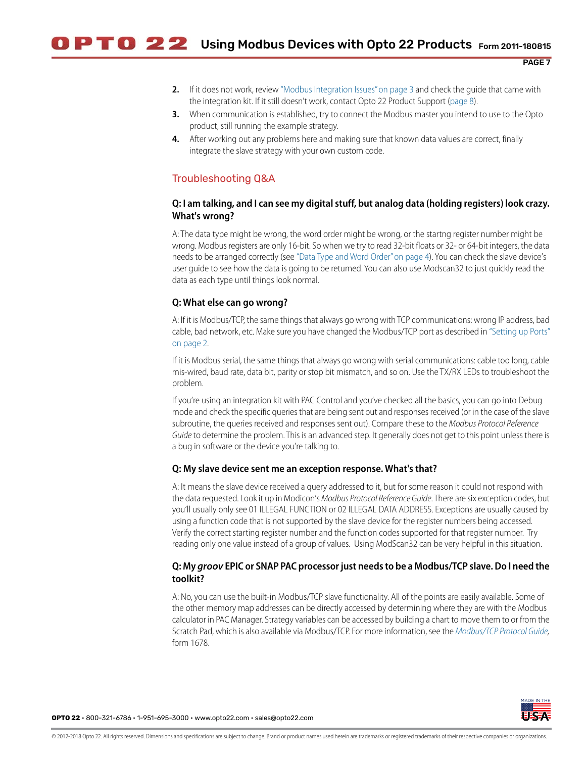2. If it does not work, review "Modbus Integration Issues" on page 3 and check the guide that came with the integration kit. If it still doesn't work, contact Opto 22 Product Support (page 8).
3. When communication is established, try to connect the Modbus master you intend to use to the Opto product, still running the example strategy.
4. After working out any problems here and making sure that known data values are correct, finally integrate the slave strategy with your own custom code.

## Troubleshooting Q&A

### Q: I am talking, and I can see my digital stuff, but analog data (holding registers) look crazy. What's wrong?

A: The data type might be wrong, the word order might be wrong, or the startng register number might be wrong. Modbus registers are only 16-bit. So when we try to read 32-bit floats or 32- or 64-bit integers, the data needs to be arranged correctly (see "Data Type and Word Order" on page 4). You can check the slave device's user guide to see how the data is going to be returned. You can also use Modscan32 to just quickly read the data as each type until things look normal.

### Q: What else can go wrong?

A: If it is Modbus/TCP, the same things that always go wrong with TCP communications: wrong IP address, bad cable, bad network, etc. Make sure you have changed the Modbus/TCP port as described in "Setting up Ports" on page 2.

If it is Modbus serial, the same things that always go wrong with serial communications: cable too long, cable mis-wired, baud rate, data bit, parity or stop bit mismatch, and so on. Use the TX/RX LEDs to troubleshoot the problem.

If you're using an integration kit with PAC Control and you've checked all the basics, you can go into Debug mode and check the specific queries that are being sent out and responses received (or in the case of the slave subroutine, the queries received and responses sent out). Compare these to the *Modbus Protocol Reference Guide* to determine the problem. This is an advanced step. It generally does not get to this point unless there is a bug in software or the device you're talking to.

### Q: My slave device sent me an exception response. What's that?

A: It means the slave device received a query addressed to it, but for some reason it could not respond with the data requested. Look it up in Modicon's *Modbus Protocol Reference Guide*. There are six exception codes, but you'll usually only see 01 ILLEGAL FUNCTION or 02 ILLEGAL DATA ADDRESS. Exceptions are usually caused by using a function code that is not supported by the slave device for the register numbers being accessed. Verify the correct starting register number and the function codes supported for that register number. Try reading only one value instead of a group of values. Using ModScan32 can be very helpful in this situation.

### Q: My *groov* EPIC or SNAP PAC processor just needs to be a Modbus/TCP slave. Do I need the toolkit?

A: No, you can use the built-in Modbus/TCP slave functionality. All of the points are easily available. Some of the other memory map addresses can be directly accessed by determining where they are with the Modbus calculator in PAC Manager. Strategy variables can be accessed by building a chart to move them to or from the Scratch Pad, which is also available via Modbus/TCP. For more information, see the *Modbus/TCP Protocol Guide*, form 1678.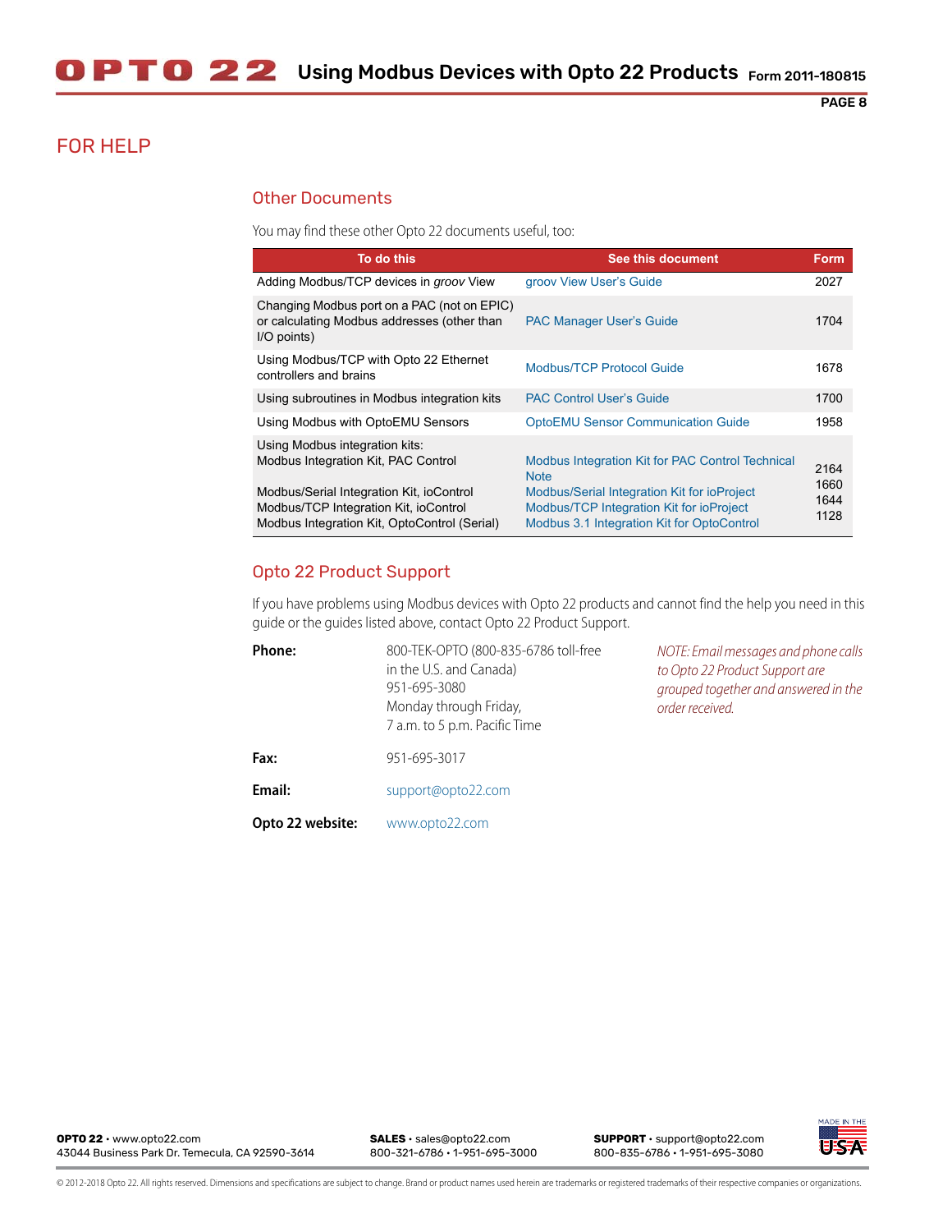# FOR HELP

## Other Documents

You may find these other Opto 22 documents useful, too:

| To do this | See this document | Form |
|---|---|---|
| Adding Modbus/TCP devices in *groov* View | groov View User's Guide | 2027 |
| Changing Modbus port on a PAC (not on EPIC) or calculating Modbus addresses (other than I/O points) | PAC Manager User's Guide | 1704 |
| Using Modbus/TCP with Opto 22 Ethernet controllers and brains | Modbus/TCP Protocol Guide | 1678 |
| Using subroutines in Modbus integration kits | PAC Control User's Guide | 1700 |
| Using Modbus with OptoEMU Sensors | OptoEMU Sensor Communication Guide | 1958 |
| Using Modbus integration kits:<br>Modbus Integration Kit, PAC Control<br>Modbus/Serial Integration Kit, ioControl<br>Modbus/TCP Integration Kit, ioControl<br>Modbus Integration Kit, OptoControl (Serial) | Modbus Integration Kit for PAC Control Technical Note<br>Modbus/Serial Integration Kit for ioProject<br>Modbus/TCP Integration Kit for ioProject<br>Modbus 3.1 Integration Kit for OptoControl | 2164<br>1660<br>1644<br>1128 |

## Opto 22 Product Support

If you have problems using Modbus devices with Opto 22 products and cannot find the help you need in this guide or the guides listed above, contact Opto 22 Product Support.

**Phone:** 800-TEK-OPTO (800-835-6786 toll-free in the U.S. and Canada)
951-695-3080
Monday through Friday,
7 a.m. to 5 p.m. Pacific Time

*NOTE: Email messages and phone calls to Opto 22 Product Support are grouped together and answered in the order received.*

**Fax:** 951-695-3017

**Email:** support@opto22.com

**Opto 22 website:** www.opto22.com